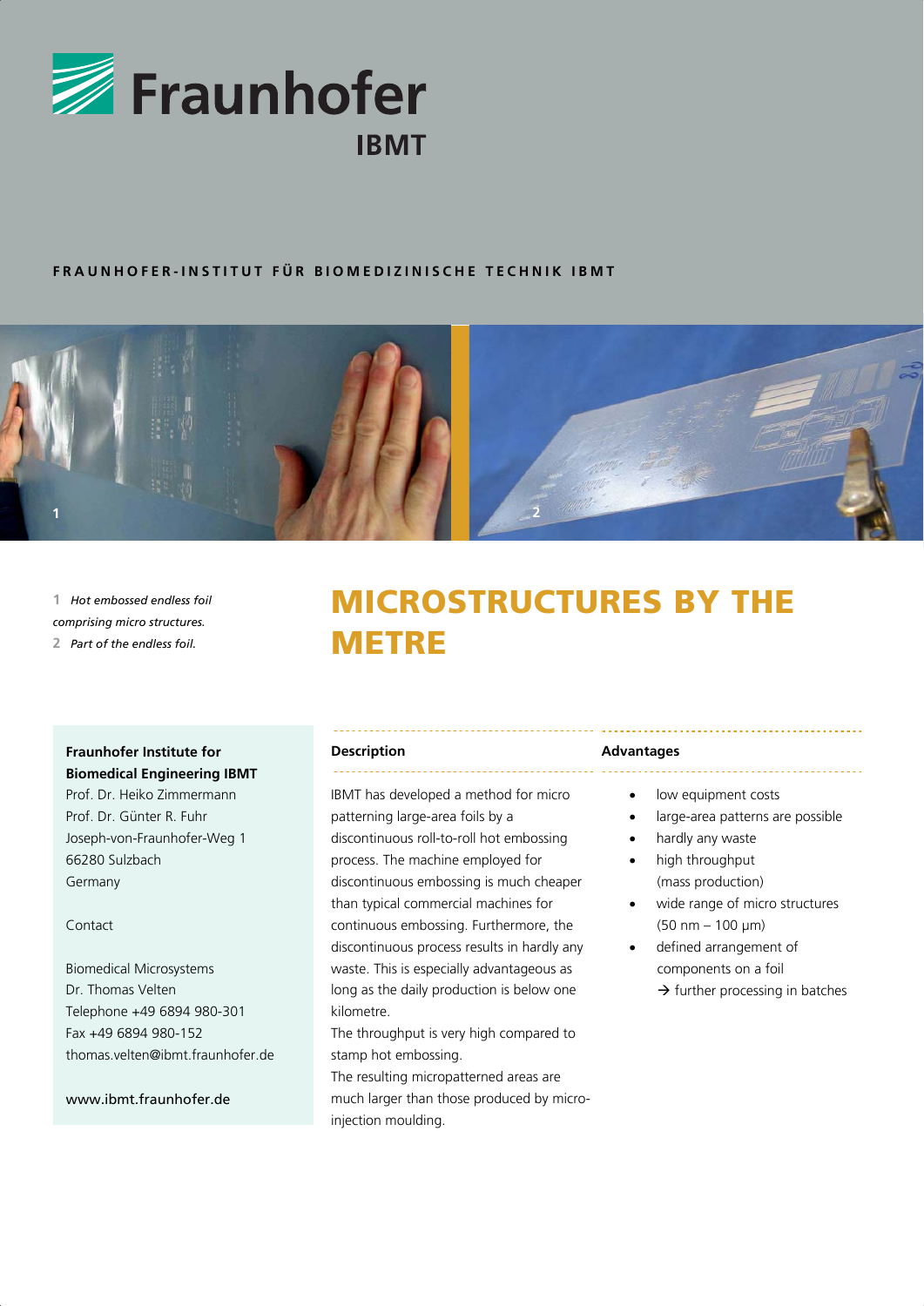Fraunhofer

IBMT

**FRAUNHOFER-INSTITUT FÜR BIOMEDIZINISCHE TECHNIK IBMT**

**1** *Hot embossed endless foil comprising micro structures.*
**2** *Part of the endless foil.*

# MICROSTRUCTURES BY THE METRE

**Fraunhofer Institute for Biomedical Engineering IBMT**
Prof. Dr. Heiko Zimmermann
Prof. Dr. Günter R. Fuhr
Joseph-von-Fraunhofer-Weg 1
66280 Sulzbach
Germany

Contact

Biomedical Microsystems
Dr. Thomas Velten
Telephone +49 6894 980-301
Fax +49 6894 980-152
thomas.velten@ibmt.fraunhofer.de

www.ibmt.fraunhofer.de

## Description

IBMT has developed a method for micro patterning large-area foils by a discontinuous roll-to-roll hot embossing process. The machine employed for discontinuous embossing is much cheaper than typical commercial machines for continuous embossing. Furthermore, the discontinuous process results in hardly any waste. This is especially advantageous as long as the daily production is below one kilometre.
The throughput is very high compared to stamp hot embossing.
The resulting micropatterned areas are much larger than those produced by micro-injection moulding.

## Advantages

- low equipment costs
- large-area patterns are possible
- hardly any waste
- high throughput (mass production)
- wide range of micro structures (50 nm – 100 µm)
- defined arrangement of components on a foil
  → further processing in batches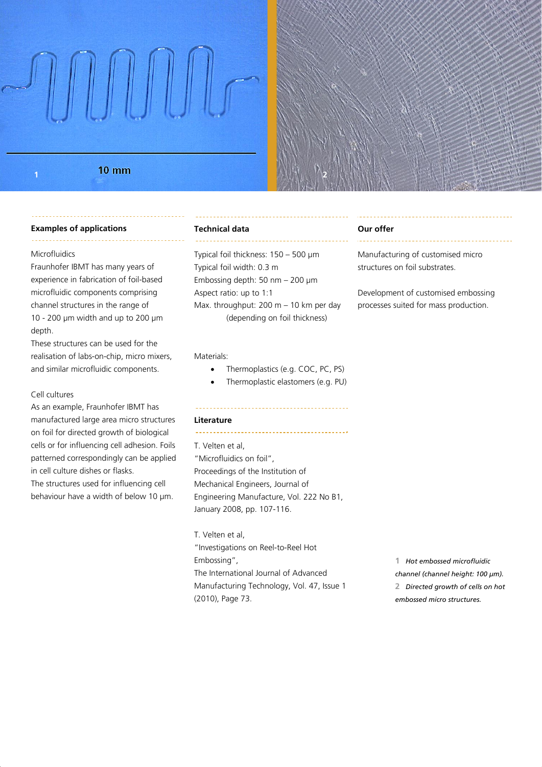1 — 10 mm

2

## Examples of applications

Microfluidics
Fraunhofer IBMT has many years of experience in fabrication of foil-based microfluidic components comprising channel structures in the range of 10 - 200 µm width and up to 200 µm depth.
These structures can be used for the realisation of labs-on-chip, micro mixers, and similar microfluidic components.

Cell cultures
As an example, Fraunhofer IBMT has manufactured large area micro structures on foil for directed growth of biological cells or for influencing cell adhesion. Foils patterned correspondingly can be applied in cell culture dishes or flasks.
The structures used for influencing cell behaviour have a width of below 10 µm.

## Technical data

Typical foil thickness: 150 – 500 µm
Typical foil width: 0.3 m
Embossing depth: 50 nm – 200 µm
Aspect ratio: up to 1:1
Max. throughput: 200 m – 10 km per day (depending on foil thickness)

Materials:

- Thermoplastics (e.g. COC, PC, PS)
- Thermoplastic elastomers (e.g. PU)

## Literature

T. Velten et al,
"Microfluidics on foil",
Proceedings of the Institution of Mechanical Engineers, Journal of Engineering Manufacture, Vol. 222 No B1, January 2008, pp. 107-116.

T. Velten et al,
"Investigations on Reel-to-Reel Hot Embossing",
The International Journal of Advanced Manufacturing Technology, Vol. 47, Issue 1 (2010), Page 73.

## Our offer

Manufacturing of customised micro structures on foil substrates.

Development of customised embossing processes suited for mass production.

**1** *Hot embossed microfluidic channel (channel height: 100 µm).*
**2** *Directed growth of cells on hot embossed micro structures.*